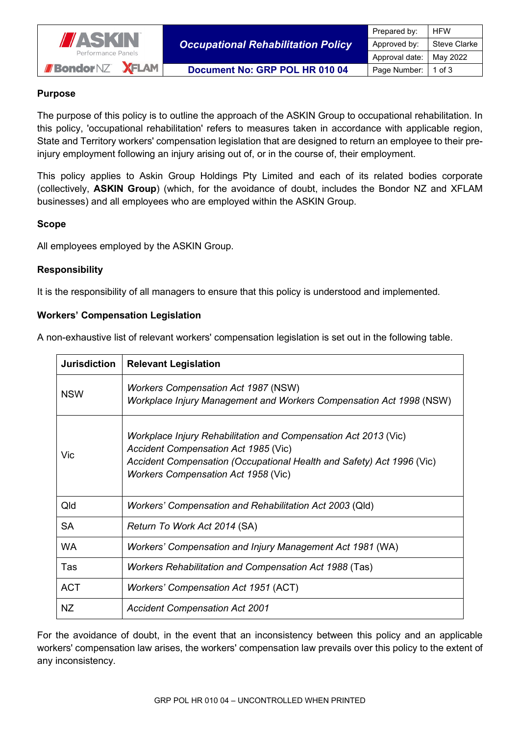| ASKIN Performance Panels / Bondor NZ / XFLAM | Occupational Rehabilitation Policy | Prepared by: | HFW |
|---|---|---|---|
| | | Approved by: | Steve Clarke |
| | | Approval date: | May 2022 |
| | Document No: GRP POL HR 010 04 | Page Number: | 1 of 3 |

**Purpose**

The purpose of this policy is to outline the approach of the ASKIN Group to occupational rehabilitation. In this policy, 'occupational rehabilitation' refers to measures taken in accordance with applicable region, State and Territory workers' compensation legislation that are designed to return an employee to their pre-injury employment following an injury arising out of, or in the course of, their employment.

This policy applies to Askin Group Holdings Pty Limited and each of its related bodies corporate (collectively, **ASKIN Group**) (which, for the avoidance of doubt, includes the Bondor NZ and XFLAM businesses) and all employees who are employed within the ASKIN Group.

**Scope**

All employees employed by the ASKIN Group.

**Responsibility**

It is the responsibility of all managers to ensure that this policy is understood and implemented.

**Workers' Compensation Legislation**

A non-exhaustive list of relevant workers' compensation legislation is set out in the following table.

| Jurisdiction | Relevant Legislation |
|---|---|
| NSW | *Workers Compensation Act 1987* (NSW)<br>*Workplace Injury Management and Workers Compensation Act 1998* (NSW) |
| Vic | *Workplace Injury Rehabilitation and Compensation Act 2013* (Vic)<br>*Accident Compensation Act 1985* (Vic)<br>*Accident Compensation (Occupational Health and Safety) Act 1996* (Vic)<br>*Workers Compensation Act 1958* (Vic) |
| Qld | *Workers' Compensation and Rehabilitation Act 2003* (Qld) |
| SA | *Return To Work Act 2014* (SA) |
| WA | *Workers' Compensation and Injury Management Act 1981* (WA) |
| Tas | *Workers Rehabilitation and Compensation Act 1988* (Tas) |
| ACT | *Workers' Compensation Act 1951* (ACT) |
| NZ | *Accident Compensation Act 2001* |

For the avoidance of doubt, in the event that an inconsistency between this policy and an applicable workers' compensation law arises, the workers' compensation law prevails over this policy to the extent of any inconsistency.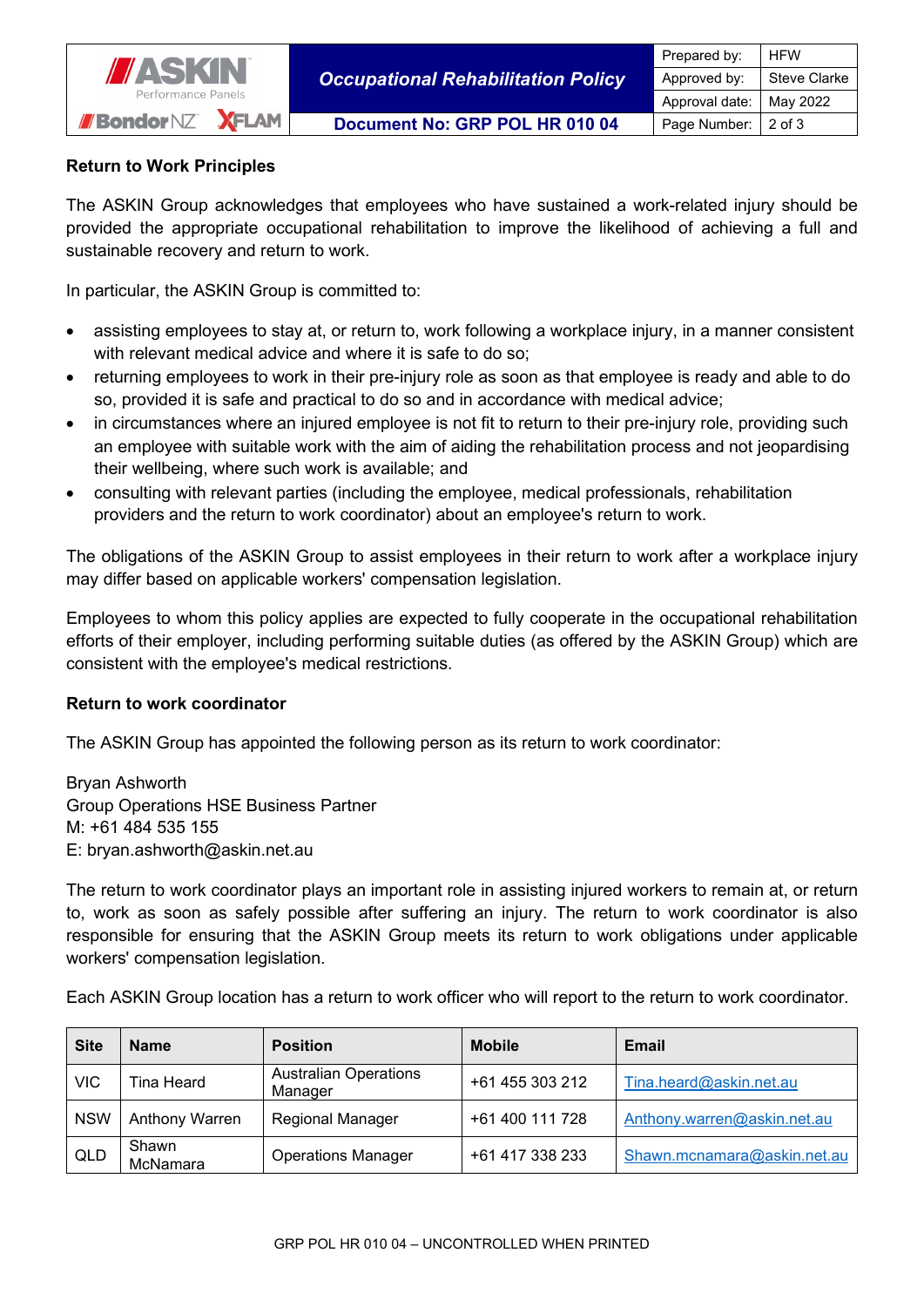**Return to Work Principles**

The ASKIN Group acknowledges that employees who have sustained a work-related injury should be provided the appropriate occupational rehabilitation to improve the likelihood of achieving a full and sustainable recovery and return to work.

In particular, the ASKIN Group is committed to:

- assisting employees to stay at, or return to, work following a workplace injury, in a manner consistent with relevant medical advice and where it is safe to do so;
- returning employees to work in their pre-injury role as soon as that employee is ready and able to do so, provided it is safe and practical to do so and in accordance with medical advice;
- in circumstances where an injured employee is not fit to return to their pre-injury role, providing such an employee with suitable work with the aim of aiding the rehabilitation process and not jeopardising their wellbeing, where such work is available; and
- consulting with relevant parties (including the employee, medical professionals, rehabilitation providers and the return to work coordinator) about an employee's return to work.

The obligations of the ASKIN Group to assist employees in their return to work after a workplace injury may differ based on applicable workers' compensation legislation.

Employees to whom this policy applies are expected to fully cooperate in the occupational rehabilitation efforts of their employer, including performing suitable duties (as offered by the ASKIN Group) which are consistent with the employee's medical restrictions.

**Return to work coordinator**

The ASKIN Group has appointed the following person as its return to work coordinator:

Bryan Ashworth
Group Operations HSE Business Partner
M: +61 484 535 155
E: bryan.ashworth@askin.net.au

The return to work coordinator plays an important role in assisting injured workers to remain at, or return to, work as soon as safely possible after suffering an injury. The return to work coordinator is also responsible for ensuring that the ASKIN Group meets its return to work obligations under applicable workers' compensation legislation.

Each ASKIN Group location has a return to work officer who will report to the return to work coordinator.

| Site | Name | Position | Mobile | Email |
|---|---|---|---|---|
| VIC | Tina Heard | Australian Operations Manager | +61 455 303 212 | Tina.heard@askin.net.au |
| NSW | Anthony Warren | Regional Manager | +61 400 111 728 | Anthony.warren@askin.net.au |
| QLD | Shawn McNamara | Operations Manager | +61 417 338 233 | Shawn.mcnamara@askin.net.au |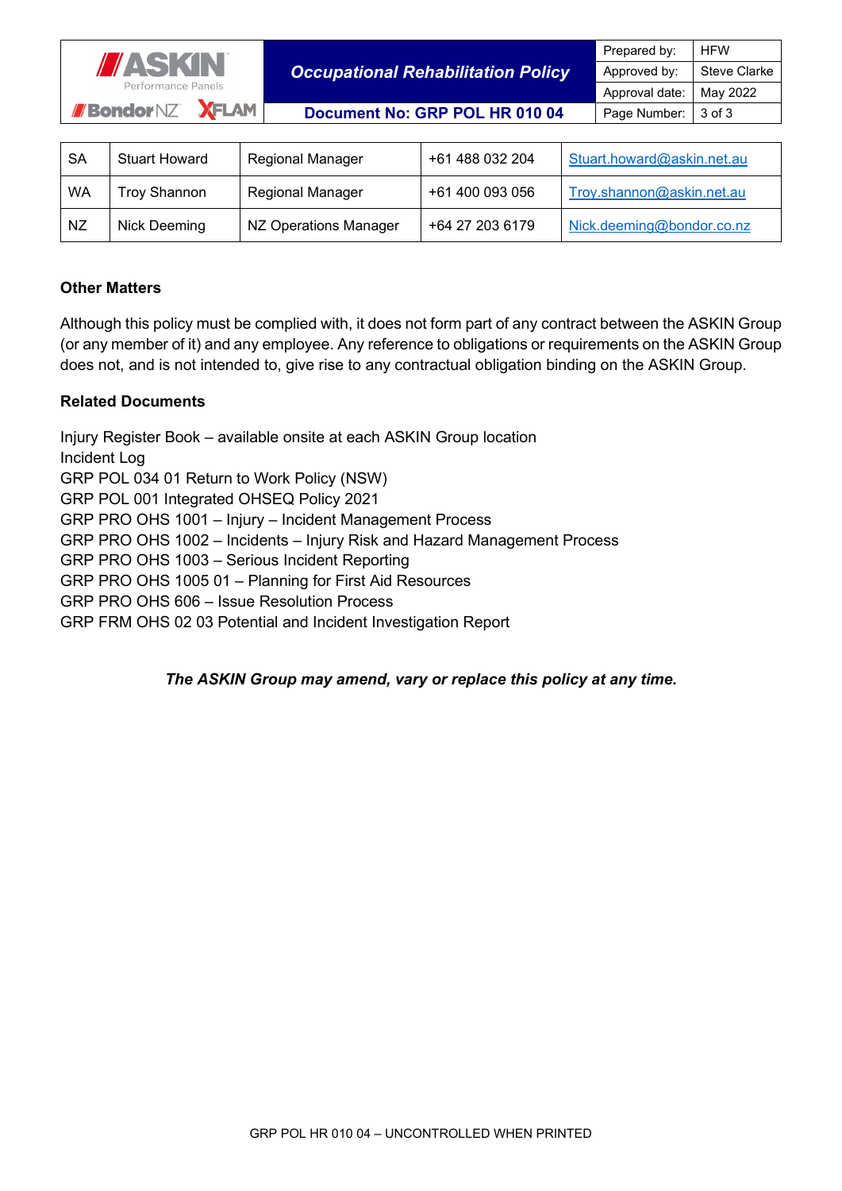| | | | | |
|---|---|---|---|---|
| SA | Stuart Howard | Regional Manager | +61 488 032 204 | Stuart.howard@askin.net.au |
| WA | Troy Shannon | Regional Manager | +61 400 093 056 | Troy.shannon@askin.net.au |
| NZ | Nick Deeming | NZ Operations Manager | +64 27 203 6179 | Nick.deeming@bondor.co.nz |

**Other Matters**

Although this policy must be complied with, it does not form part of any contract between the ASKIN Group (or any member of it) and any employee. Any reference to obligations or requirements on the ASKIN Group does not, and is not intended to, give rise to any contractual obligation binding on the ASKIN Group.

**Related Documents**

Injury Register Book – available onsite at each ASKIN Group location
Incident Log
GRP POL 034 01 Return to Work Policy (NSW)
GRP POL 001 Integrated OHSEQ Policy 2021
GRP PRO OHS 1001 – Injury – Incident Management Process
GRP PRO OHS 1002 – Incidents – Injury Risk and Hazard Management Process
GRP PRO OHS 1003 – Serious Incident Reporting
GRP PRO OHS 1005 01 – Planning for First Aid Resources
GRP PRO OHS 606 – Issue Resolution Process
GRP FRM OHS 02 03 Potential and Incident Investigation Report

***The ASKIN Group may amend, vary or replace this policy at any time.***